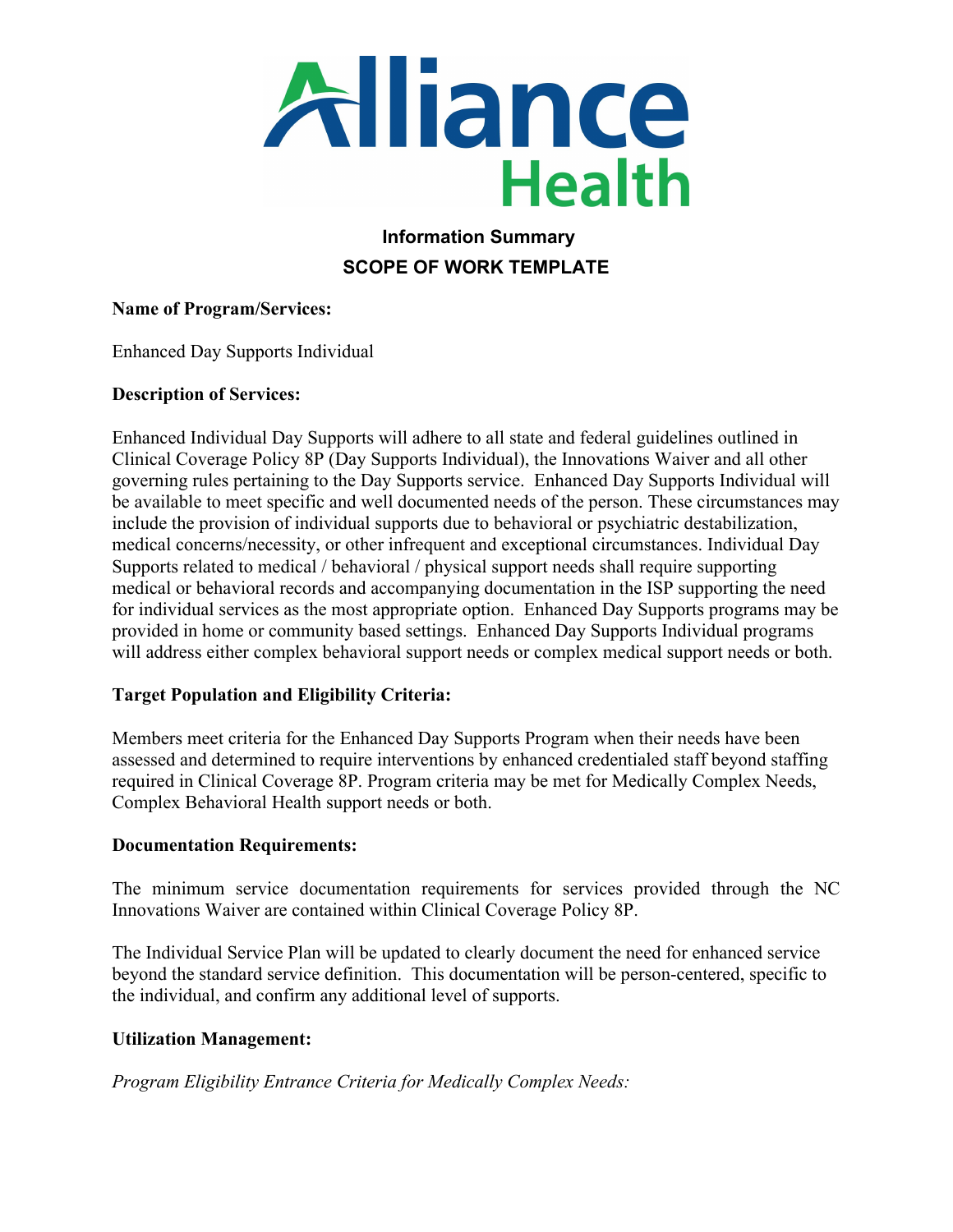# Alliance Health

## Information Summary

## SCOPE OF WORK TEMPLATE

**Name of Program/Services:**

Enhanced Day Supports Individual

**Description of Services:**

Enhanced Individual Day Supports will adhere to all state and federal guidelines outlined in Clinical Coverage Policy 8P (Day Supports Individual), the Innovations Waiver and all other governing rules pertaining to the Day Supports service. Enhanced Day Supports Individual will be available to meet specific and well documented needs of the person. These circumstances may include the provision of individual supports due to behavioral or psychiatric destabilization, medical concerns/necessity, or other infrequent and exceptional circumstances. Individual Day Supports related to medical / behavioral / physical support needs shall require supporting medical or behavioral records and accompanying documentation in the ISP supporting the need for individual services as the most appropriate option. Enhanced Day Supports programs may be provided in home or community based settings. Enhanced Day Supports Individual programs will address either complex behavioral support needs or complex medical support needs or both.

**Target Population and Eligibility Criteria:**

Members meet criteria for the Enhanced Day Supports Program when their needs have been assessed and determined to require interventions by enhanced credentialed staff beyond staffing required in Clinical Coverage 8P. Program criteria may be met for Medically Complex Needs, Complex Behavioral Health support needs or both.

**Documentation Requirements:**

The minimum service documentation requirements for services provided through the NC Innovations Waiver are contained within Clinical Coverage Policy 8P.

The Individual Service Plan will be updated to clearly document the need for enhanced service beyond the standard service definition. This documentation will be person-centered, specific to the individual, and confirm any additional level of supports.

**Utilization Management:**

*Program Eligibility Entrance Criteria for Medically Complex Needs:*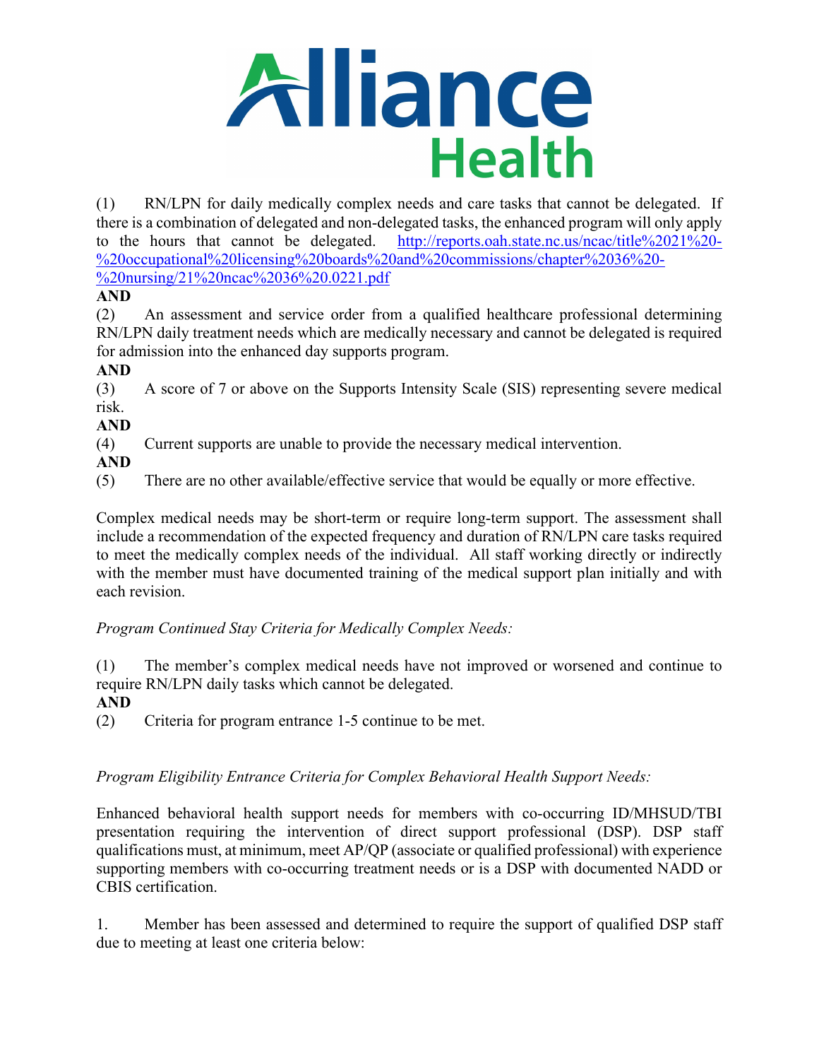(1) RN/LPN for daily medically complex needs and care tasks that cannot be delegated. If there is a combination of delegated and non-delegated tasks, the enhanced program will only apply to the hours that cannot be delegated. [http://reports.oah.state.nc.us/ncac/title%2021%20-%20occupational%20licensing%20boards%20and%20commissions/chapter%2036%20-%20nursing/21%20ncac%2036%20.0221.pdf](http://reports.oah.state.nc.us/ncac/title%2021%20-%20occupational%20licensing%20boards%20and%20commissions/chapter%2036%20-%20nursing/21%20ncac%2036%20.0221.pdf)

**AND**

(2) An assessment and service order from a qualified healthcare professional determining RN/LPN daily treatment needs which are medically necessary and cannot be delegated is required for admission into the enhanced day supports program.

**AND**

(3) A score of 7 or above on the Supports Intensity Scale (SIS) representing severe medical risk.

**AND**

(4) Current supports are unable to provide the necessary medical intervention.

**AND**

(5) There are no other available/effective service that would be equally or more effective.

Complex medical needs may be short-term or require long-term support. The assessment shall include a recommendation of the expected frequency and duration of RN/LPN care tasks required to meet the medically complex needs of the individual. All staff working directly or indirectly with the member must have documented training of the medical support plan initially and with each revision.

*Program Continued Stay Criteria for Medically Complex Needs:*

(1) The member's complex medical needs have not improved or worsened and continue to require RN/LPN daily tasks which cannot be delegated.

**AND**

(2) Criteria for program entrance 1-5 continue to be met.

*Program Eligibility Entrance Criteria for Complex Behavioral Health Support Needs:*

Enhanced behavioral health support needs for members with co-occurring ID/MHSUD/TBI presentation requiring the intervention of direct support professional (DSP). DSP staff qualifications must, at minimum, meet AP/QP (associate or qualified professional) with experience supporting members with co-occurring treatment needs or is a DSP with documented NADD or CBIS certification.

1. Member has been assessed and determined to require the support of qualified DSP staff due to meeting at least one criteria below: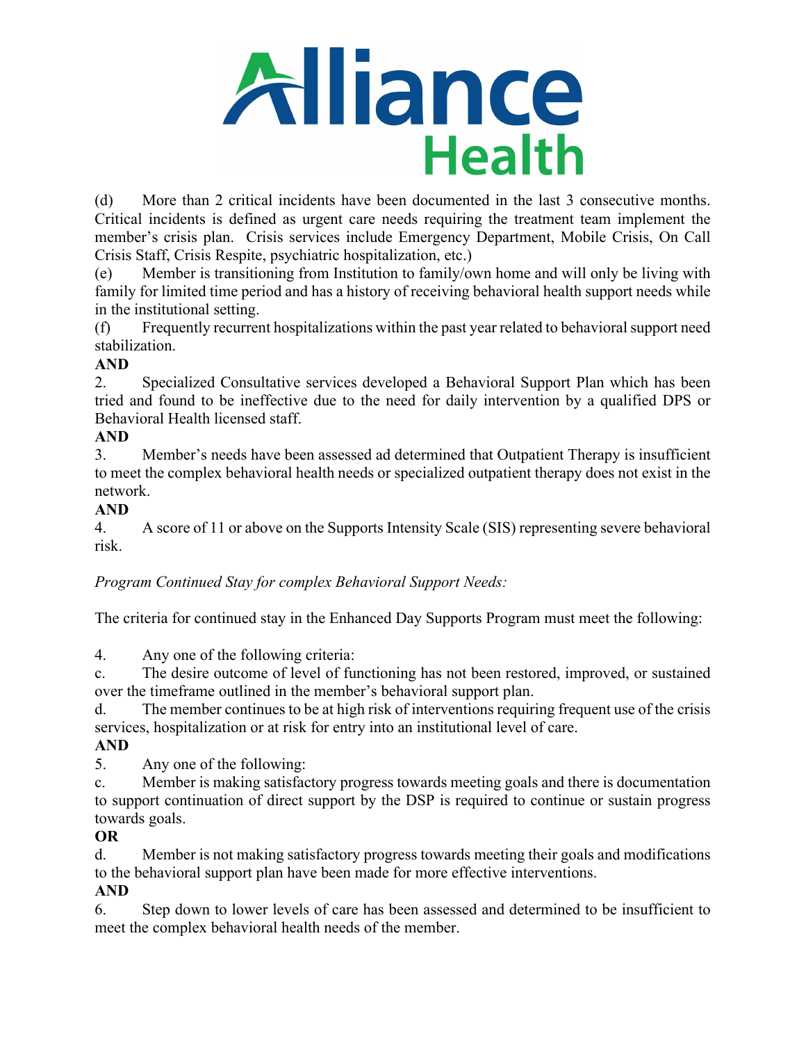(d) More than 2 critical incidents have been documented in the last 3 consecutive months. Critical incidents is defined as urgent care needs requiring the treatment team implement the member's crisis plan. Crisis services include Emergency Department, Mobile Crisis, On Call Crisis Staff, Crisis Respite, psychiatric hospitalization, etc.)

(e) Member is transitioning from Institution to family/own home and will only be living with family for limited time period and has a history of receiving behavioral health support needs while in the institutional setting.

(f) Frequently recurrent hospitalizations within the past year related to behavioral support need stabilization.

**AND**

2. Specialized Consultative services developed a Behavioral Support Plan which has been tried and found to be ineffective due to the need for daily intervention by a qualified DPS or Behavioral Health licensed staff.

**AND**

3. Member's needs have been assessed ad determined that Outpatient Therapy is insufficient to meet the complex behavioral health needs or specialized outpatient therapy does not exist in the network.

**AND**

4. A score of 11 or above on the Supports Intensity Scale (SIS) representing severe behavioral risk.

*Program Continued Stay for complex Behavioral Support Needs:*

The criteria for continued stay in the Enhanced Day Supports Program must meet the following:

4. Any one of the following criteria:

c. The desire outcome of level of functioning has not been restored, improved, or sustained over the timeframe outlined in the member's behavioral support plan.

d. The member continues to be at high risk of interventions requiring frequent use of the crisis services, hospitalization or at risk for entry into an institutional level of care.

**AND**

5. Any one of the following:

c. Member is making satisfactory progress towards meeting goals and there is documentation to support continuation of direct support by the DSP is required to continue or sustain progress towards goals.

**OR**

d. Member is not making satisfactory progress towards meeting their goals and modifications to the behavioral support plan have been made for more effective interventions.

**AND**

6. Step down to lower levels of care has been assessed and determined to be insufficient to meet the complex behavioral health needs of the member.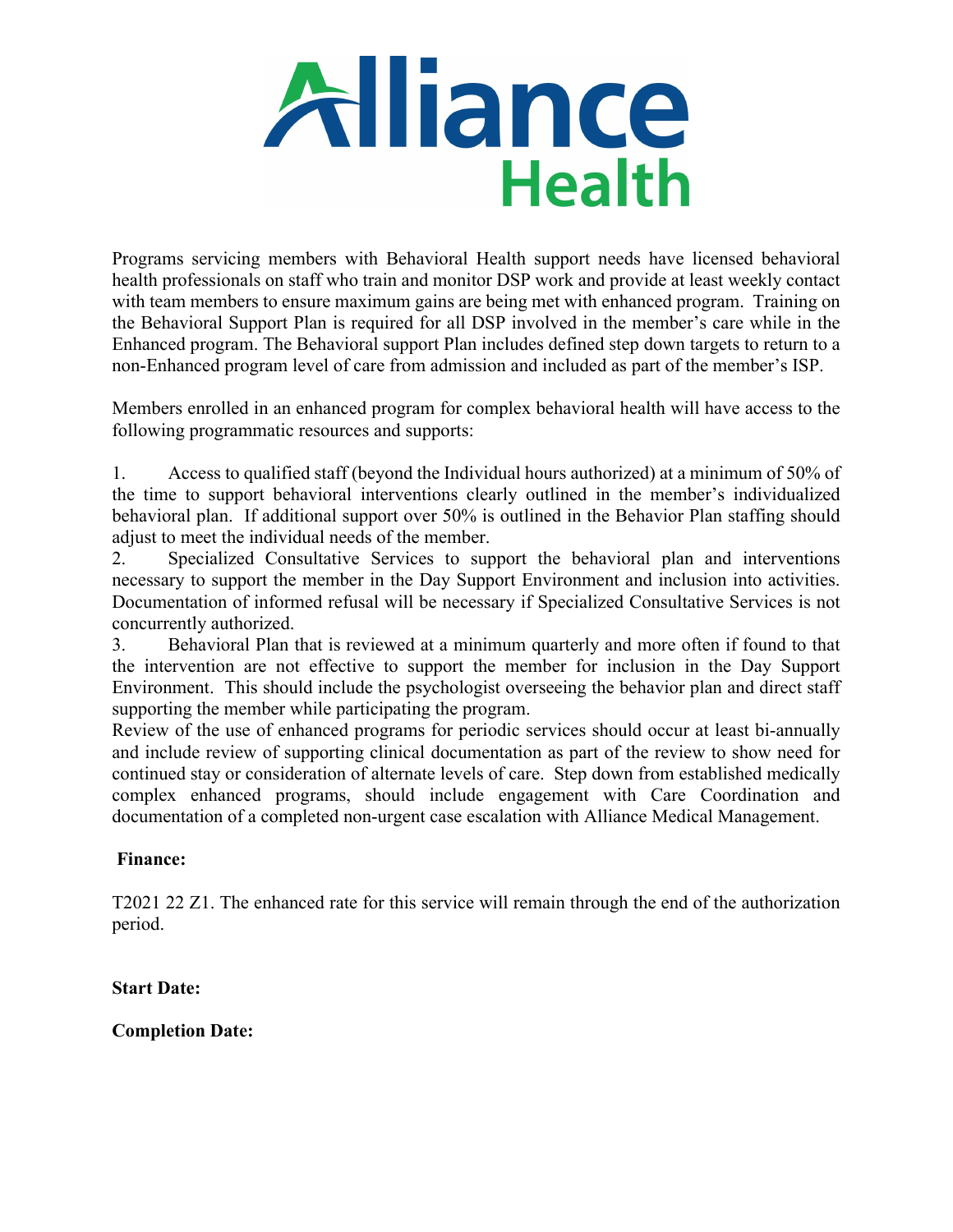Alliance Health

Programs servicing members with Behavioral Health support needs have licensed behavioral health professionals on staff who train and monitor DSP work and provide at least weekly contact with team members to ensure maximum gains are being met with enhanced program. Training on the Behavioral Support Plan is required for all DSP involved in the member's care while in the Enhanced program. The Behavioral support Plan includes defined step down targets to return to a non-Enhanced program level of care from admission and included as part of the member's ISP.

Members enrolled in an enhanced program for complex behavioral health will have access to the following programmatic resources and supports:

1. Access to qualified staff (beyond the Individual hours authorized) at a minimum of 50% of the time to support behavioral interventions clearly outlined in the member's individualized behavioral plan. If additional support over 50% is outlined in the Behavior Plan staffing should adjust to meet the individual needs of the member.
2. Specialized Consultative Services to support the behavioral plan and interventions necessary to support the member in the Day Support Environment and inclusion into activities. Documentation of informed refusal will be necessary if Specialized Consultative Services is not concurrently authorized.
3. Behavioral Plan that is reviewed at a minimum quarterly and more often if found to that the intervention are not effective to support the member for inclusion in the Day Support Environment. This should include the psychologist overseeing the behavior plan and direct staff supporting the member while participating the program.

Review of the use of enhanced programs for periodic services should occur at least bi-annually and include review of supporting clinical documentation as part of the review to show need for continued stay or consideration of alternate levels of care. Step down from established medically complex enhanced programs, should include engagement with Care Coordination and documentation of a completed non-urgent case escalation with Alliance Medical Management.

**Finance:**

T2021 22 Z1. The enhanced rate for this service will remain through the end of the authorization period.

**Start Date:**

**Completion Date:**